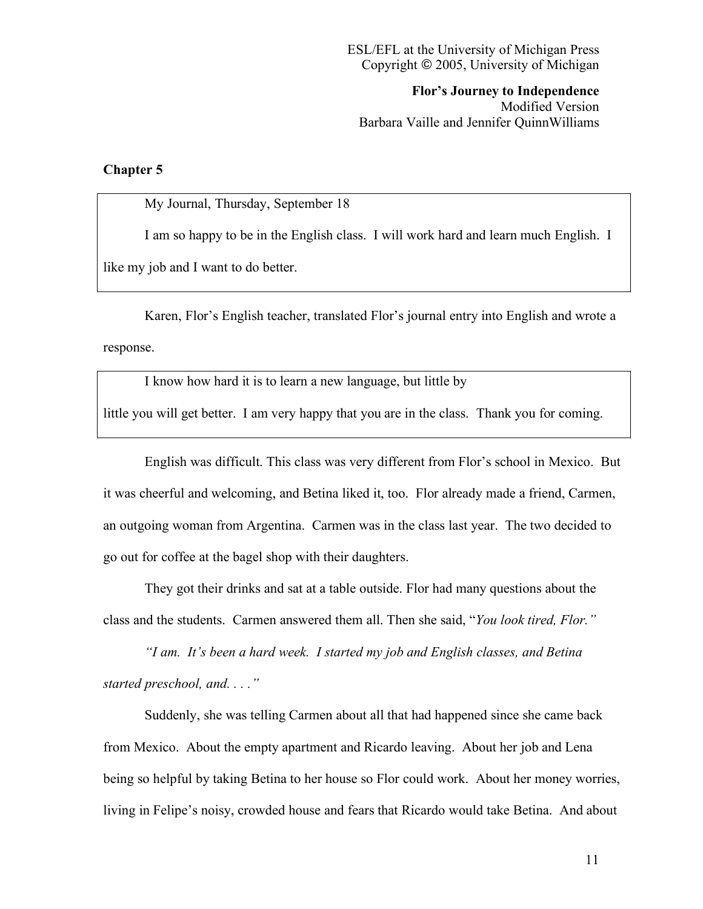ESL/EFL at the University of Michigan Press
Copyright © 2005, University of Michigan

**Flor's Journey to Independence**
Modified Version
Barbara Vaille and Jennifer QuinnWilliams

## Chapter 5

> My Journal, Thursday, September 18
>
> I am so happy to be in the English class. I will work hard and learn much English. I like my job and I want to do better.

Karen, Flor's English teacher, translated Flor's journal entry into English and wrote a response.

> I know how hard it is to learn a new language, but little by little you will get better. I am very happy that you are in the class. Thank you for coming.

English was difficult. This class was very different from Flor's school in Mexico. But it was cheerful and welcoming, and Betina liked it, too. Flor already made a friend, Carmen, an outgoing woman from Argentina. Carmen was in the class last year. The two decided to go out for coffee at the bagel shop with their daughters.

They got their drinks and sat at a table outside. Flor had many questions about the class and the students. Carmen answered them all. Then she said, "*You look tired, Flor.*"

*"I am. It's been a hard week. I started my job and English classes, and Betina started preschool, and. . . ."*

Suddenly, she was telling Carmen about all that had happened since she came back from Mexico. About the empty apartment and Ricardo leaving. About her job and Lena being so helpful by taking Betina to her house so Flor could work. About her money worries, living in Felipe's noisy, crowded house and fears that Ricardo would take Betina. And about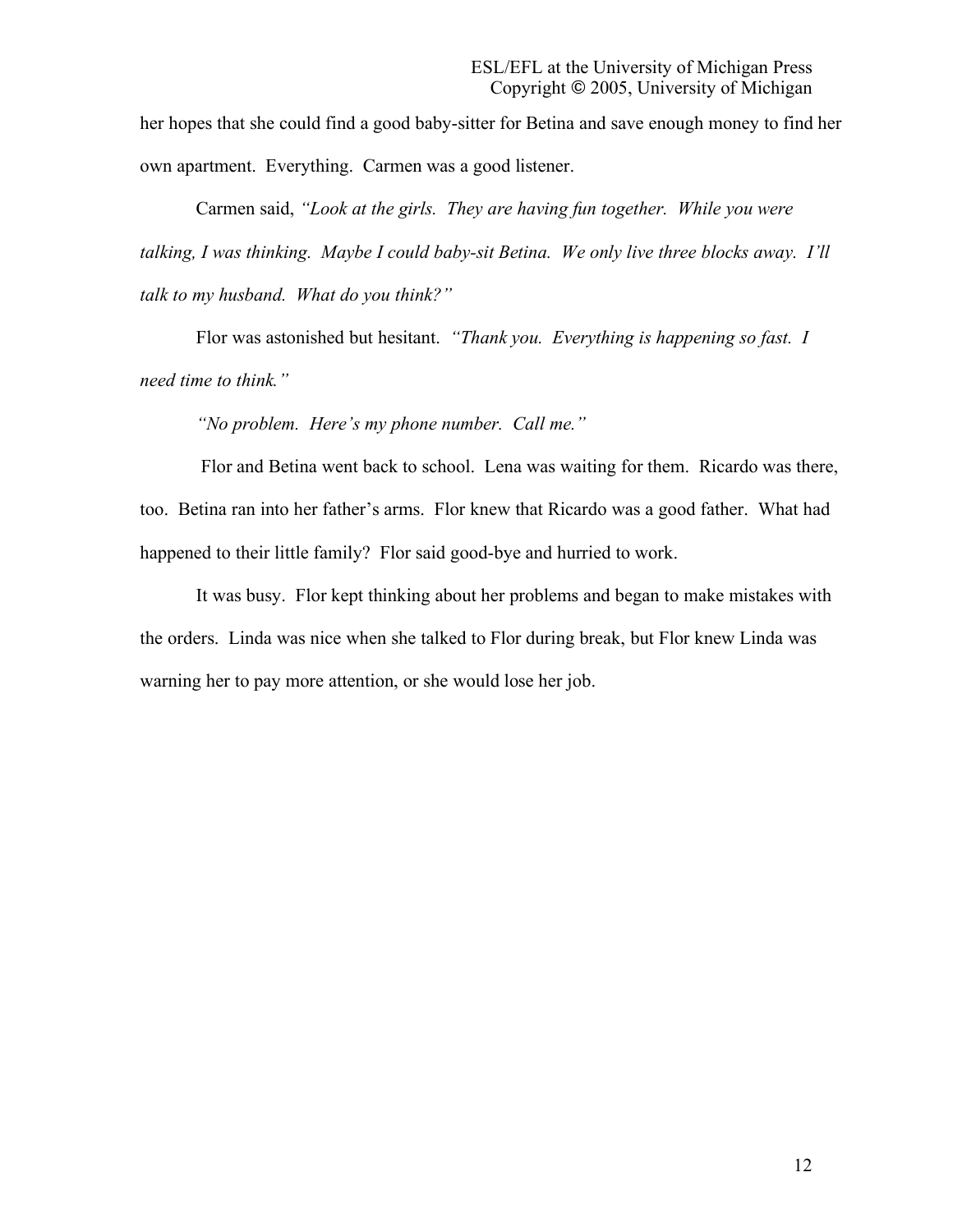her hopes that she could find a good baby-sitter for Betina and save enough money to find her own apartment. Everything. Carmen was a good listener.

Carmen said, *"Look at the girls. They are having fun together. While you were talking, I was thinking. Maybe I could baby-sit Betina. We only live three blocks away. I'll talk to my husband. What do you think?"*

Flor was astonished but hesitant. *"Thank you. Everything is happening so fast. I need time to think."*

*"No problem. Here's my phone number. Call me."*

Flor and Betina went back to school. Lena was waiting for them. Ricardo was there, too. Betina ran into her father's arms. Flor knew that Ricardo was a good father. What had happened to their little family? Flor said good-bye and hurried to work.

It was busy. Flor kept thinking about her problems and began to make mistakes with the orders. Linda was nice when she talked to Flor during break, but Flor knew Linda was warning her to pay more attention, or she would lose her job.